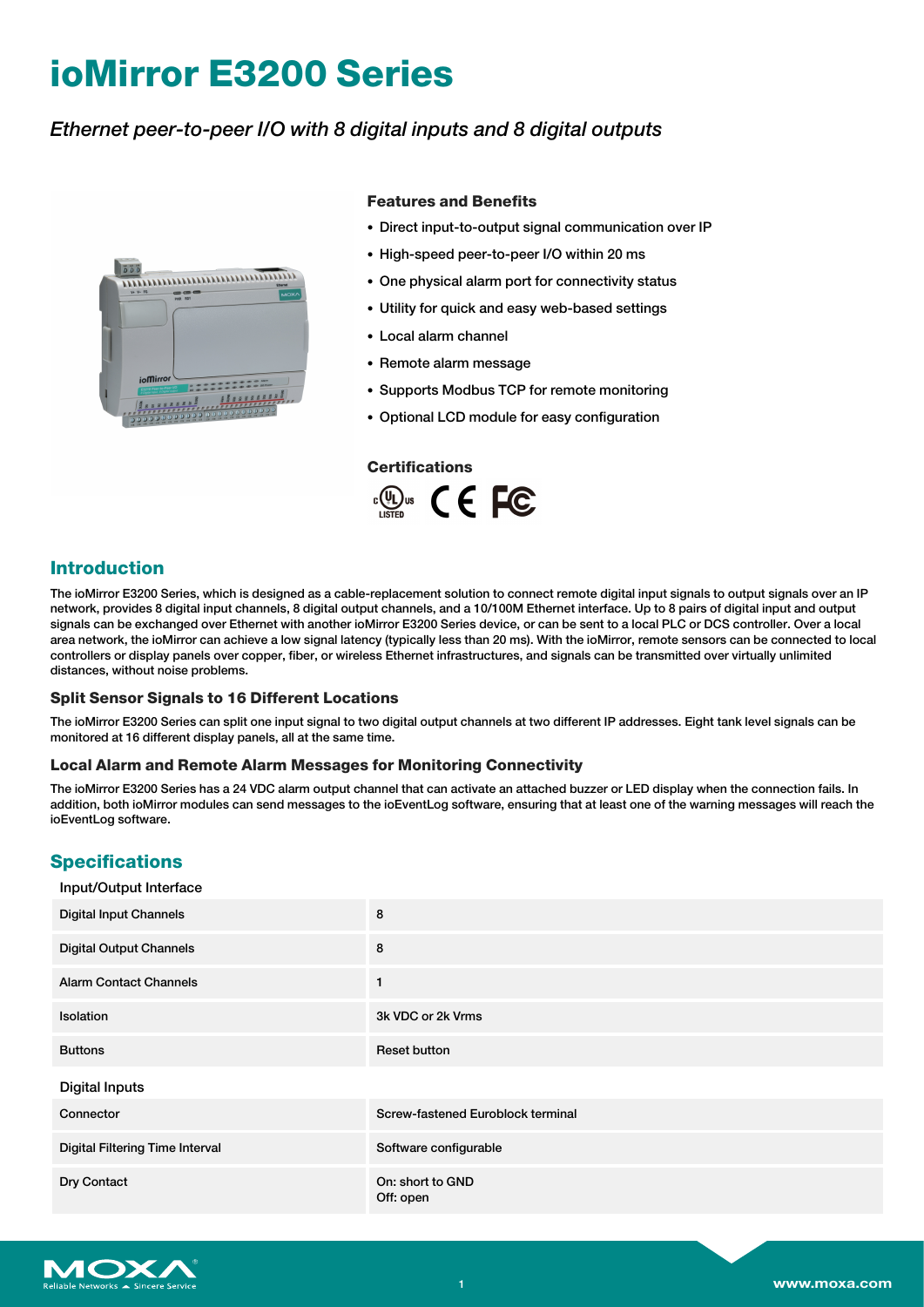# ioMirror E3200 Series

*Ethernet peer-to-peer I/O with 8 digital inputs and 8 digital outputs*

### Features and Benefits

- Direct input-to-output signal communication over IP
- High-speed peer-to-peer I/O within 20 ms
- One physical alarm port for connectivity status
- Utility for quick and easy web-based settings
- Local alarm channel
- Remote alarm message
- Supports Modbus TCP for remote monitoring
- Optional LCD module for easy configuration

### Certifications

## Introduction

The ioMirror E3200 Series, which is designed as a cable-replacement solution to connect remote digital input signals to output signals over an IP network, provides 8 digital input channels, 8 digital output channels, and a 10/100M Ethernet interface. Up to 8 pairs of digital input and output signals can be exchanged over Ethernet with another ioMirror E3200 Series device, or can be sent to a local PLC or DCS controller. Over a local area network, the ioMirror can achieve a low signal latency (typically less than 20 ms). With the ioMirror, remote sensors can be connected to local controllers or display panels over copper, fiber, or wireless Ethernet infrastructures, and signals can be transmitted over virtually unlimited distances, without noise problems.

### Split Sensor Signals to 16 Different Locations

The ioMirror E3200 Series can split one input signal to two digital output channels at two different IP addresses. Eight tank level signals can be monitored at 16 different display panels, all at the same time.

### Local Alarm and Remote Alarm Messages for Monitoring Connectivity

The ioMirror E3200 Series has a 24 VDC alarm output channel that can activate an attached buzzer or LED display when the connection fails. In addition, both ioMirror modules can send messages to the ioEventLog software, ensuring that at least one of the warning messages will reach the ioEventLog software.

## Specifications

Input/Output Interface

| | |
|---|---|
| Digital Input Channels | 8 |
| Digital Output Channels | 8 |
| Alarm Contact Channels | 1 |
| Isolation | 3k VDC or 2k Vrms |
| Buttons | Reset button |

Digital Inputs

| | |
|---|---|
| Connector | Screw-fastened Euroblock terminal |
| Digital Filtering Time Interval | Software configurable |
| Dry Contact | On: short to GND<br>Off: open |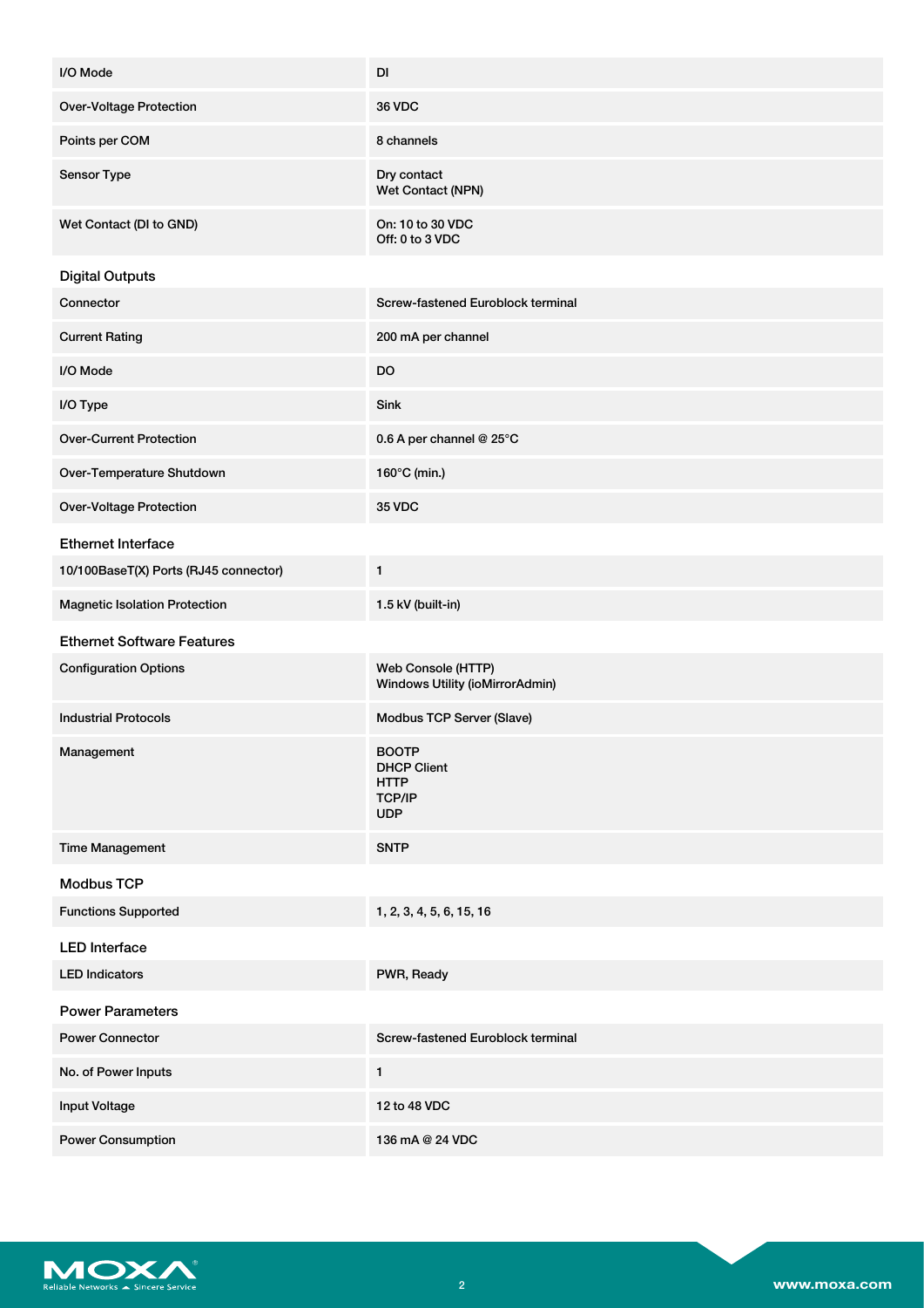| | |
|---|---|
| I/O Mode | DI |
| Over-Voltage Protection | 36 VDC |
| Points per COM | 8 channels |
| Sensor Type | Dry contact<br>Wet Contact (NPN) |
| Wet Contact (DI to GND) | On: 10 to 30 VDC<br>Off: 0 to 3 VDC |

## Digital Outputs

| | |
|---|---|
| Connector | Screw-fastened Euroblock terminal |
| Current Rating | 200 mA per channel |
| I/O Mode | DO |
| I/O Type | Sink |
| Over-Current Protection | 0.6 A per channel @ 25°C |
| Over-Temperature Shutdown | 160°C (min.) |
| Over-Voltage Protection | 35 VDC |

## Ethernet Interface

| | |
|---|---|
| 10/100BaseT(X) Ports (RJ45 connector) | 1 |
| Magnetic Isolation Protection | 1.5 kV (built-in) |

## Ethernet Software Features

| | |
|---|---|
| Configuration Options | Web Console (HTTP)<br>Windows Utility (ioMirrorAdmin) |
| Industrial Protocols | Modbus TCP Server (Slave) |
| Management | BOOTP<br>DHCP Client<br>HTTP<br>TCP/IP<br>UDP |
| Time Management | SNTP |

## Modbus TCP

| | |
|---|---|
| Functions Supported | 1, 2, 3, 4, 5, 6, 15, 16 |

## LED Interface

| | |
|---|---|
| LED Indicators | PWR, Ready |

## Power Parameters

| | |
|---|---|
| Power Connector | Screw-fastened Euroblock terminal |
| No. of Power Inputs | 1 |
| Input Voltage | 12 to 48 VDC |
| Power Consumption | 136 mA @ 24 VDC |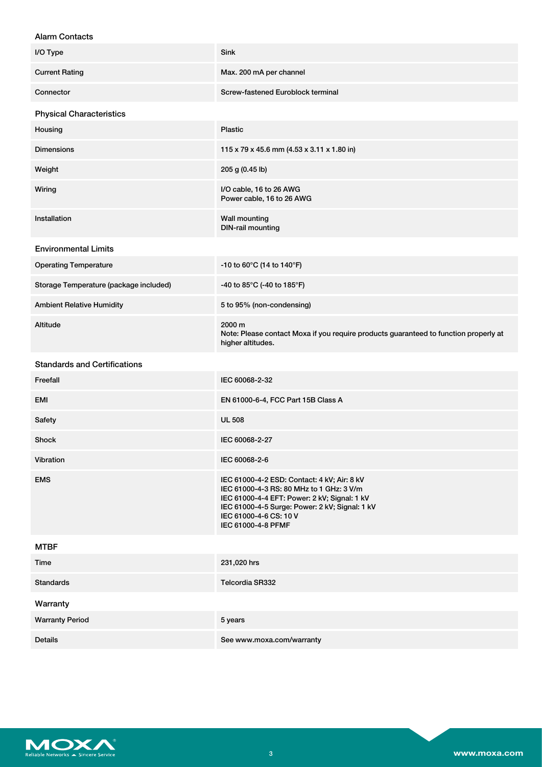### Alarm Contacts

| | |
|---|---|
| I/O Type | Sink |
| Current Rating | Max. 200 mA per channel |
| Connector | Screw-fastened Euroblock terminal |

### Physical Characteristics

| | |
|---|---|
| Housing | Plastic |
| Dimensions | 115 x 79 x 45.6 mm (4.53 x 3.11 x 1.80 in) |
| Weight | 205 g (0.45 lb) |
| Wiring | I/O cable, 16 to 26 AWG<br>Power cable, 16 to 26 AWG |
| Installation | Wall mounting<br>DIN-rail mounting |

### Environmental Limits

| | |
|---|---|
| Operating Temperature | -10 to 60°C (14 to 140°F) |
| Storage Temperature (package included) | -40 to 85°C (-40 to 185°F) |
| Ambient Relative Humidity | 5 to 95% (non-condensing) |
| Altitude | 2000 m<br>Note: Please contact Moxa if you require products guaranteed to function properly at higher altitudes. |

### Standards and Certifications

| | |
|---|---|
| Freefall | IEC 60068-2-32 |
| EMI | EN 61000-6-4, FCC Part 15B Class A |
| Safety | UL 508 |
| Shock | IEC 60068-2-27 |
| Vibration | IEC 60068-2-6 |
| EMS | IEC 61000-4-2 ESD: Contact: 4 kV; Air: 8 kV<br>IEC 61000-4-3 RS: 80 MHz to 1 GHz: 3 V/m<br>IEC 61000-4-4 EFT: Power: 2 kV; Signal: 1 kV<br>IEC 61000-4-5 Surge: Power: 2 kV; Signal: 1 kV<br>IEC 61000-4-6 CS: 10 V<br>IEC 61000-4-8 PFMF |

### MTBF

| | |
|---|---|
| Time | 231,020 hrs |
| Standards | Telcordia SR332 |

### Warranty

| | |
|---|---|
| Warranty Period | 5 years |
| Details | See www.moxa.com/warranty |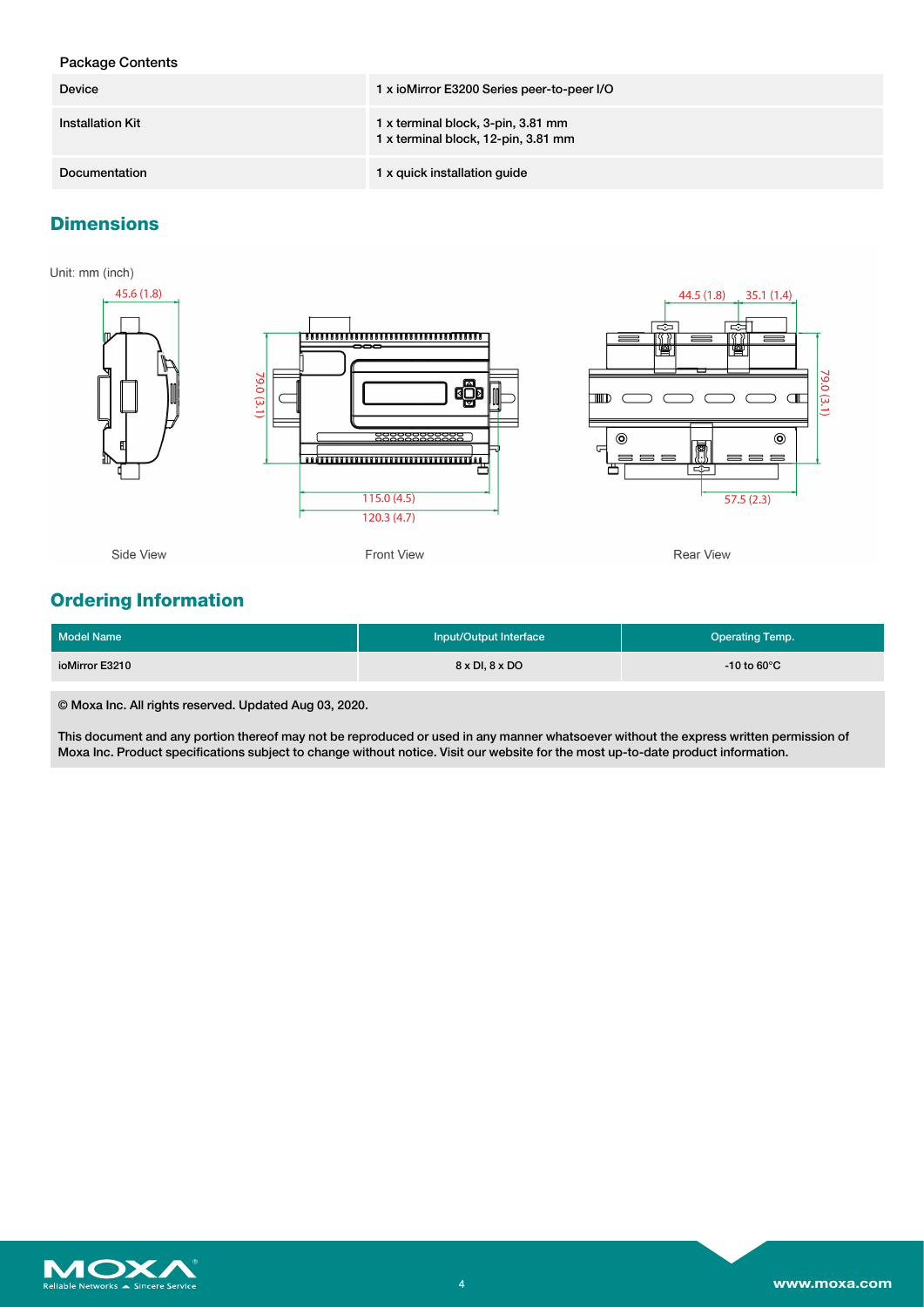Package Contents

| | |
|---|---|
| Device | 1 x ioMirror E3200 Series peer-to-peer I/O |
| Installation Kit | 1 x terminal block, 3-pin, 3.81 mm<br>1 x terminal block, 12-pin, 3.81 mm |
| Documentation | 1 x quick installation guide |

## Dimensions

Unit: mm (inch)

45.6 (1.8)

79.0 (3.1)

115.0 (4.5)

120.3 (4.7)

44.5 (1.8)

35.1 (1.4)

79.0 (3.1)

57.5 (2.3)

Side View

Front View

Rear View

## Ordering Information

| Model Name | Input/Output Interface | Operating Temp. |
|---|---|---|
| ioMirror E3210 | 8 x DI, 8 x DO | -10 to 60°C |

© Moxa Inc. All rights reserved. Updated Aug 03, 2020.

This document and any portion thereof may not be reproduced or used in any manner whatsoever without the express written permission of Moxa Inc. Product specifications subject to change without notice. Visit our website for the most up-to-date product information.